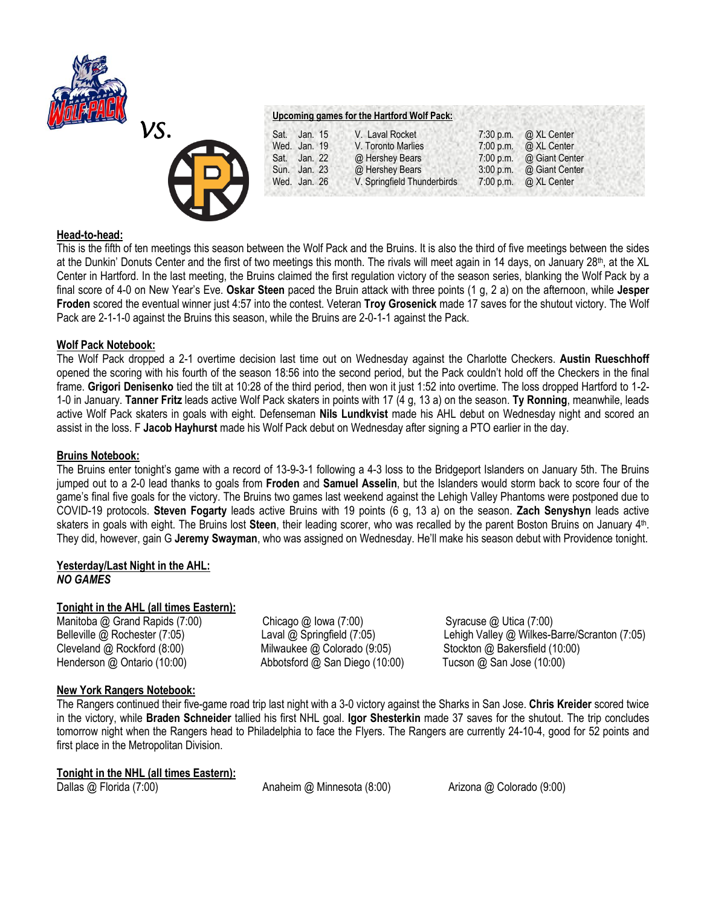vs.

**Upcoming games for the Hartford Wolf Pack:**

| | | | |
|---|---|---|---|
| Sat. Jan. 15 | V. Laval Rocket | 7:30 p.m. | @ XL Center |
| Wed. Jan. 19 | V. Toronto Marlies | 7:00 p.m. | @ XL Center |
| Sat. Jan. 22 | @ Hershey Bears | 7:00 p.m. | @ Giant Center |
| Sun. Jan. 23 | @ Hershey Bears | 3:00 p.m. | @ Giant Center |
| Wed. Jan. 26 | V. Springfield Thunderbirds | 7:00 p.m. | @ XL Center |

## Head-to-head:

This is the fifth of ten meetings this season between the Wolf Pack and the Bruins. It is also the third of five meetings between the sides at the Dunkin' Donuts Center and the first of two meetings this month. The rivals will meet again in 14 days, on January 28th, at the XL Center in Hartford. In the last meeting, the Bruins claimed the first regulation victory of the season series, blanking the Wolf Pack by a final score of 4-0 on New Year's Eve. **Oskar Steen** paced the Bruin attack with three points (1 g, 2 a) on the afternoon, while **Jesper Froden** scored the eventual winner just 4:57 into the contest. Veteran **Troy Grosenick** made 17 saves for the shutout victory. The Wolf Pack are 2-1-1-0 against the Bruins this season, while the Bruins are 2-0-1-1 against the Pack.

## Wolf Pack Notebook:

The Wolf Pack dropped a 2-1 overtime decision last time out on Wednesday against the Charlotte Checkers. **Austin Rueschhoff** opened the scoring with his fourth of the season 18:56 into the second period, but the Pack couldn't hold off the Checkers in the final frame. **Grigori Denisenko** tied the tilt at 10:28 of the third period, then won it just 1:52 into overtime. The loss dropped Hartford to 1-2-1-0 in January. **Tanner Fritz** leads active Wolf Pack skaters in points with 17 (4 g, 13 a) on the season. **Ty Ronning**, meanwhile, leads active Wolf Pack skaters in goals with eight. Defenseman **Nils Lundkvist** made his AHL debut on Wednesday night and scored an assist in the loss. F **Jacob Hayhurst** made his Wolf Pack debut on Wednesday after signing a PTO earlier in the day.

## Bruins Notebook:

The Bruins enter tonight's game with a record of 13-9-3-1 following a 4-3 loss to the Bridgeport Islanders on January 5th. The Bruins jumped out to a 2-0 lead thanks to goals from **Froden** and **Samuel Asselin**, but the Islanders would storm back to score four of the game's final five goals for the victory. The Bruins two games last weekend against the Lehigh Valley Phantoms were postponed due to COVID-19 protocols. **Steven Fogarty** leads active Bruins with 19 points (6 g, 13 a) on the season. **Zach Senyshyn** leads active skaters in goals with eight. The Bruins lost **Steen**, their leading scorer, who was recalled by the parent Boston Bruins on January 4th. They did, however, gain G **Jeremy Swayman**, who was assigned on Wednesday. He'll make his season debut with Providence tonight.

## Yesterday/Last Night in the AHL:

***NO GAMES***

## Tonight in the AHL (all times Eastern):

Manitoba @ Grand Rapids (7:00)
Belleville @ Rochester (7:05)
Cleveland @ Rockford (8:00)
Henderson @ Ontario (10:00)
Chicago @ Iowa (7:00)
Laval @ Springfield (7:05)
Milwaukee @ Colorado (9:05)
Abbotsford @ San Diego (10:00)
Syracuse @ Utica (7:00)
Lehigh Valley @ Wilkes-Barre/Scranton (7:05)
Stockton @ Bakersfield (10:00)
Tucson @ San Jose (10:00)

## New York Rangers Notebook:

The Rangers continued their five-game road trip last night with a 3-0 victory against the Sharks in San Jose. **Chris Kreider** scored twice in the victory, while **Braden Schneider** tallied his first NHL goal. **Igor Shesterkin** made 37 saves for the shutout. The trip concludes tomorrow night when the Rangers head to Philadelphia to face the Flyers. The Rangers are currently 24-10-4, good for 52 points and first place in the Metropolitan Division.

## Tonight in the NHL (all times Eastern):

Dallas @ Florida (7:00)
Anaheim @ Minnesota (8:00)
Arizona @ Colorado (9:00)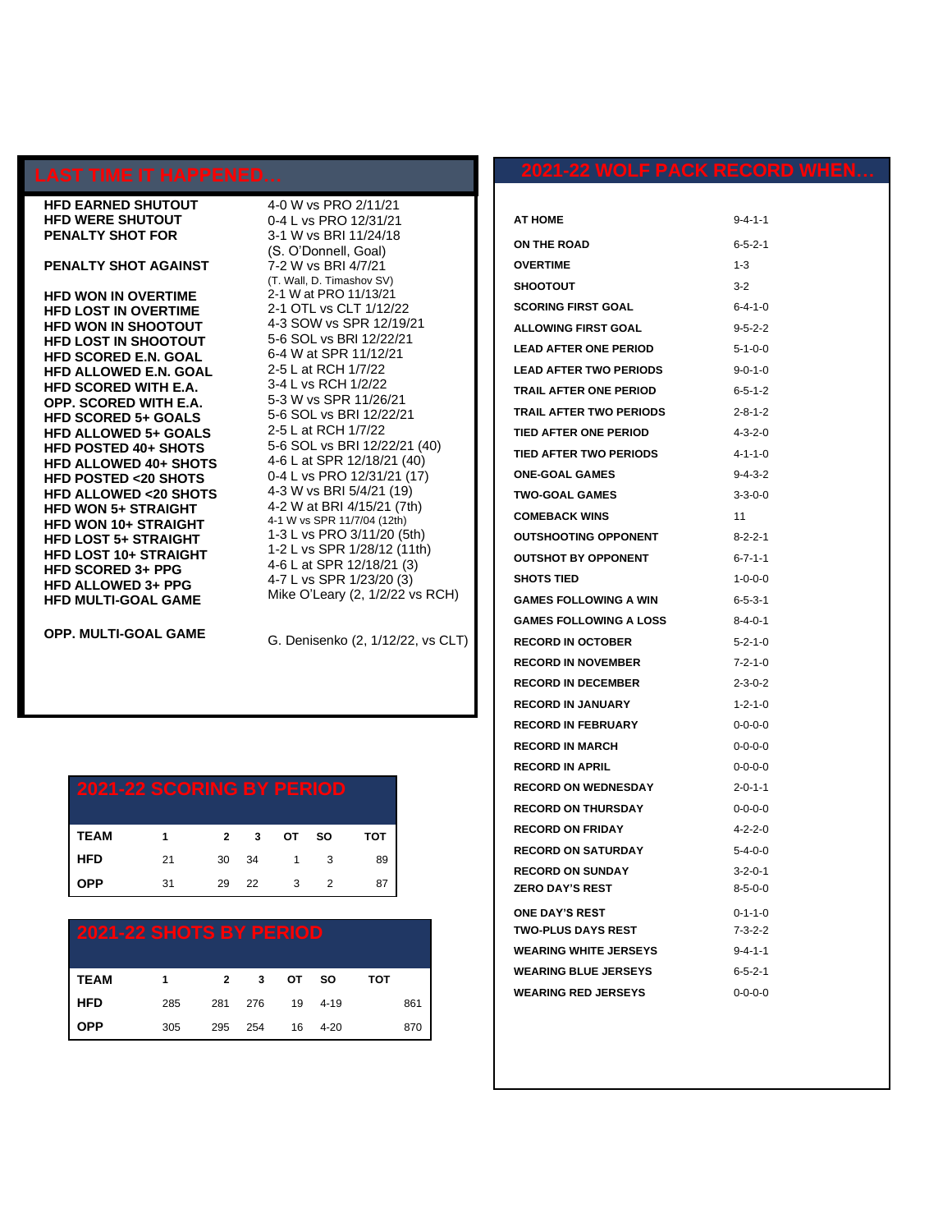## LAST TIME IT HAPPENED…

| | |
|---|---|
| HFD EARNED SHUTOUT | 4-0 W vs PRO 2/11/21 |
| HFD WERE SHUTOUT | 0-4 L vs PRO 12/31/21 |
| PENALTY SHOT FOR | 3-1 W vs BRI 11/24/18 (S. O'Donnell, Goal) |
| PENALTY SHOT AGAINST | 7-2 W vs BRI 4/7/21 (T. Wall, D. Timashov SV) |
| HFD WON IN OVERTIME | 2-1 W at PRO 11/13/21 |
| HFD LOST IN OVERTIME | 2-1 OTL vs CLT 1/12/22 |
| HFD WON IN SHOOTOUT | 4-3 SOW vs SPR 12/19/21 |
| HFD LOST IN SHOOTOUT | 5-6 SOL vs BRI 12/22/21 |
| HFD SCORED E.N. GOAL | 6-4 W at SPR 11/12/21 |
| HFD ALLOWED E.N. GOAL | 2-5 L at RCH 1/7/22 |
| HFD SCORED WITH E.A. | 3-4 L vs RCH 1/2/22 |
| OPP. SCORED WITH E.A. | 5-3 W vs SPR 11/26/21 |
| HFD SCORED 5+ GOALS | 5-6 SOL vs BRI 12/22/21 |
| HFD ALLOWED 5+ GOALS | 2-5 L at RCH 1/7/22 |
| HFD POSTED 40+ SHOTS | 5-6 SOL vs BRI 12/22/21 (40) |
| HFD ALLOWED 40+ SHOTS | 4-6 L at SPR 12/18/21 (40) |
| HFD POSTED <20 SHOTS | 0-4 L vs PRO 12/31/21 (17) |
| HFD ALLOWED <20 SHOTS | 4-3 W vs BRI 5/4/21 (19) |
| HFD WON 5+ STRAIGHT | 4-2 W at BRI 4/15/21 (7th) |
| HFD WON 10+ STRAIGHT | 4-1 W vs SPR 11/7/04 (12th) |
| HFD LOST 5+ STRAIGHT | 1-3 L vs PRO 3/11/20 (5th) |
| HFD LOST 10+ STRAIGHT | 1-2 L vs SPR 1/28/12 (11th) |
| HFD SCORED 3+ PPG | 4-6 L at SPR 12/18/21 (3) |
| HFD ALLOWED 3+ PPG | 4-7 L vs SPR 1/23/20 (3) |
| HFD MULTI-GOAL GAME | Mike O'Leary (2, 1/2/22 vs RCH) |
| OPP. MULTI-GOAL GAME | G. Denisenko (2, 1/12/22, vs CLT) |

## 2021-22 SCORING BY PERIOD

| TEAM | 1 | 2 | 3 | OT | SO | TOT |
|---|---|---|---|---|---|---|
| HFD | 21 | 30 | 34 | 1 | 3 | 89 |
| OPP | 31 | 29 | 22 | 3 | 2 | 87 |

## 2021-22 SHOTS BY PERIOD

| TEAM | 1 | 2 | 3 | OT | SO | TOT |
|---|---|---|---|---|---|---|
| HFD | 285 | 281 | 276 | 19 | 4-19 | 861 |
| OPP | 305 | 295 | 254 | 16 | 4-20 | 870 |

## 2021-22 WOLF PACK RECORD WHEN…

| | |
|---|---|
| AT HOME | 9-4-1-1 |
| ON THE ROAD | 6-5-2-1 |
| OVERTIME | 1-3 |
| SHOOTOUT | 3-2 |
| SCORING FIRST GOAL | 6-4-1-0 |
| ALLOWING FIRST GOAL | 9-5-2-2 |
| LEAD AFTER ONE PERIOD | 5-1-0-0 |
| LEAD AFTER TWO PERIODS | 9-0-1-0 |
| TRAIL AFTER ONE PERIOD | 6-5-1-2 |
| TRAIL AFTER TWO PERIODS | 2-8-1-2 |
| TIED AFTER ONE PERIOD | 4-3-2-0 |
| TIED AFTER TWO PERIODS | 4-1-1-0 |
| ONE-GOAL GAMES | 9-4-3-2 |
| TWO-GOAL GAMES | 3-3-0-0 |
| COMEBACK WINS | 11 |
| OUTSHOOTING OPPONENT | 8-2-2-1 |
| OUTSHOT BY OPPONENT | 6-7-1-1 |
| SHOTS TIED | 1-0-0-0 |
| GAMES FOLLOWING A WIN | 6-5-3-1 |
| GAMES FOLLOWING A LOSS | 8-4-0-1 |
| RECORD IN OCTOBER | 5-2-1-0 |
| RECORD IN NOVEMBER | 7-2-1-0 |
| RECORD IN DECEMBER | 2-3-0-2 |
| RECORD IN JANUARY | 1-2-1-0 |
| RECORD IN FEBRUARY | 0-0-0-0 |
| RECORD IN MARCH | 0-0-0-0 |
| RECORD IN APRIL | 0-0-0-0 |
| RECORD ON WEDNESDAY | 2-0-1-1 |
| RECORD ON THURSDAY | 0-0-0-0 |
| RECORD ON FRIDAY | 4-2-2-0 |
| RECORD ON SATURDAY | 5-4-0-0 |
| RECORD ON SUNDAY | 3-2-0-1 |
| ZERO DAY'S REST | 8-5-0-0 |
| ONE DAY'S REST | 0-1-1-0 |
| TWO-PLUS DAYS REST | 7-3-2-2 |
| WEARING WHITE JERSEYS | 9-4-1-1 |
| WEARING BLUE JERSEYS | 6-5-2-1 |
| WEARING RED JERSEYS | 0-0-0-0 |